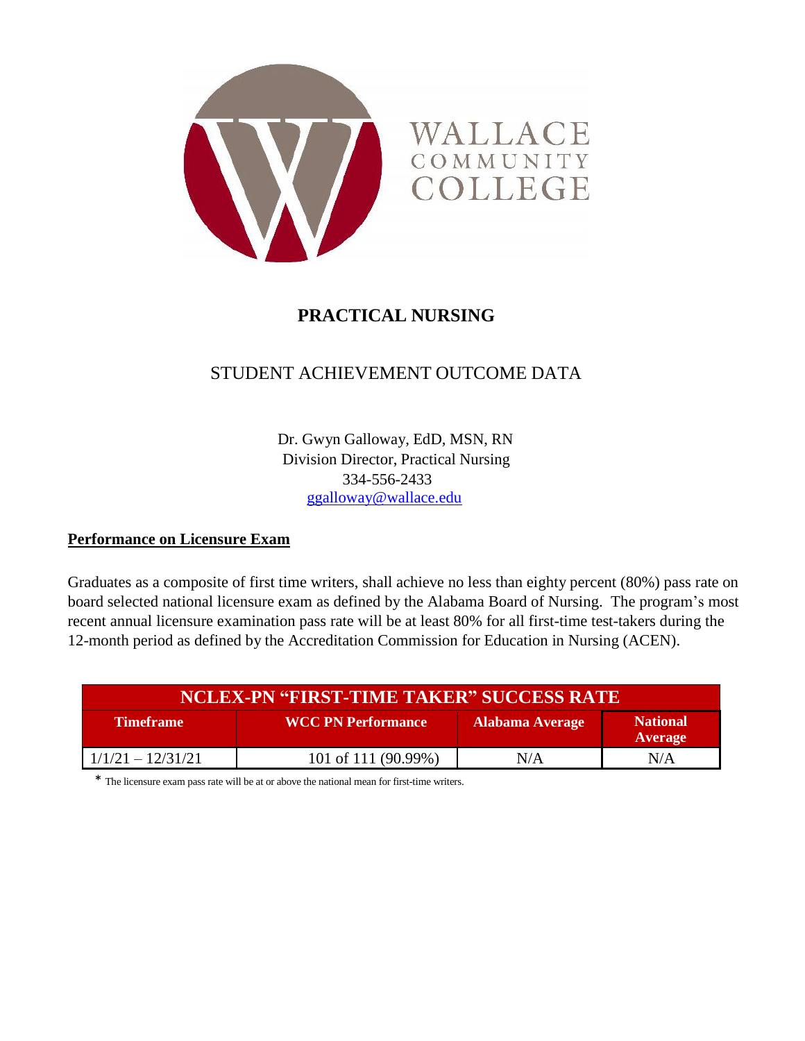WALLACE COMMUNITY COLLEGE

# PRACTICAL NURSING

## STUDENT ACHIEVEMENT OUTCOME DATA

Dr. Gwyn Galloway, EdD, MSN, RN
Division Director, Practical Nursing
334-556-2433
ggalloway@wallace.edu

**Performance on Licensure Exam**

Graduates as a composite of first time writers, shall achieve no less than eighty percent (80%) pass rate on board selected national licensure exam as defined by the Alabama Board of Nursing. The program's most recent annual licensure examination pass rate will be at least 80% for all first-time test-takers during the 12-month period as defined by the Accreditation Commission for Education in Nursing (ACEN).

| NCLEX-PN "FIRST-TIME TAKER" SUCCESS RATE | | | |
|---|---|---|---|
| **Timeframe** | **WCC PN Performance** | **Alabama Average** | **National Average** |
| 1/1/21 – 12/31/21 | 101 of 111 (90.99%) | N/A | N/A |

* The licensure exam pass rate will be at or above the national mean for first-time writers.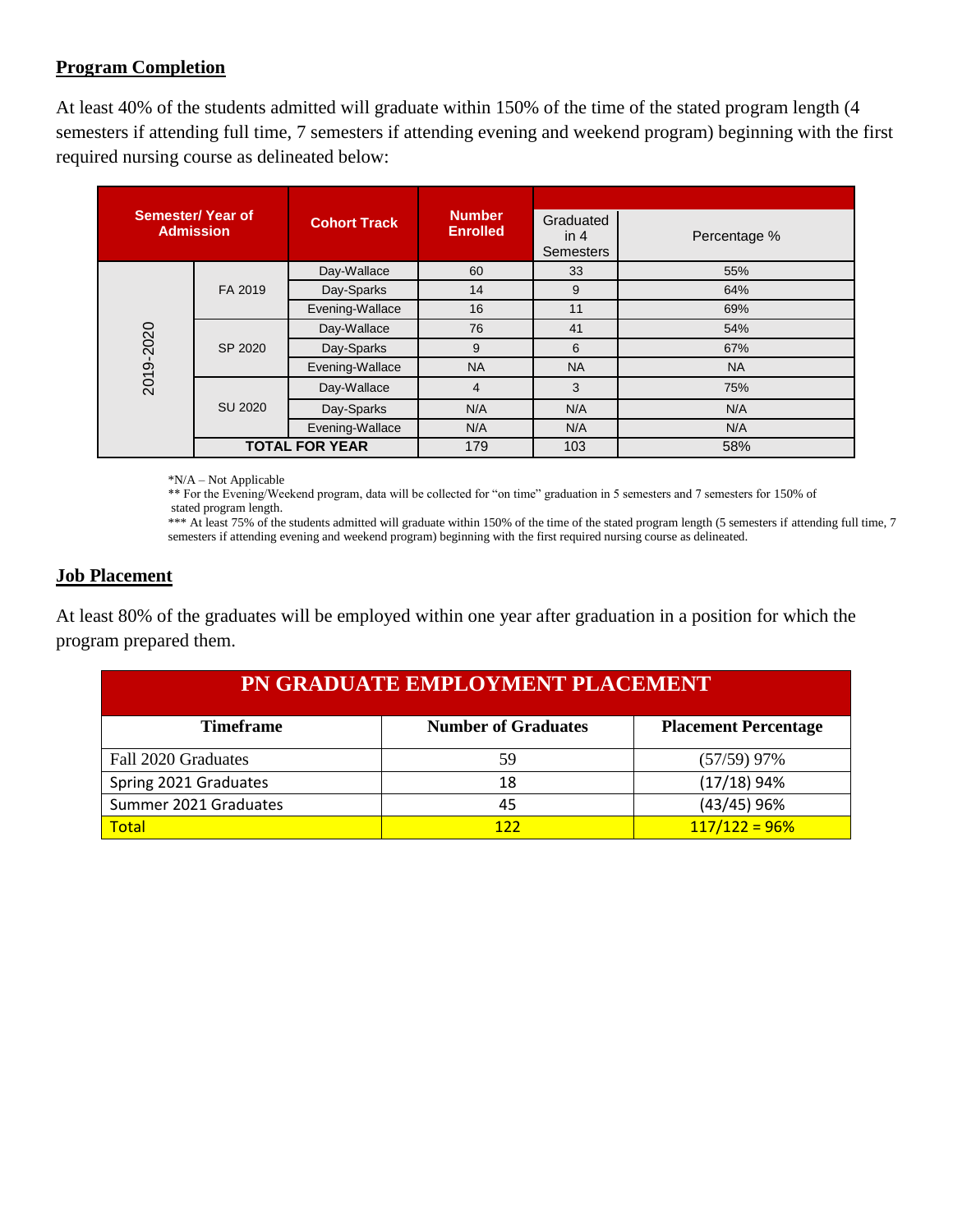**Program Completion**

At least 40% of the students admitted will graduate within 150% of the time of the stated program length (4 semesters if attending full time, 7 semesters if attending evening and weekend program) beginning with the first required nursing course as delineated below:

| Semester/ Year of Admission | | Cohort Track | Number Enrolled | Graduated in 4 Semesters | Percentage % |
|---|---|---|---|---|---|
| 2019-2020 | FA 2019 | Day-Wallace | 60 | 33 | 55% |
| | | Day-Sparks | 14 | 9 | 64% |
| | | Evening-Wallace | 16 | 11 | 69% |
| | SP 2020 | Day-Wallace | 76 | 41 | 54% |
| | | Day-Sparks | 9 | 6 | 67% |
| | | Evening-Wallace | NA | NA | NA |
| | SU 2020 | Day-Wallace | 4 | 3 | 75% |
| | | Day-Sparks | N/A | N/A | N/A |
| | | Evening-Wallace | N/A | N/A | N/A |
| | TOTAL FOR YEAR | | 179 | 103 | 58% |

*N/A – Not Applicable
** For the Evening/Weekend program, data will be collected for "on time" graduation in 5 semesters and 7 semesters for 150% of stated program length.
*** At least 75% of the students admitted will graduate within 150% of the time of the stated program length (5 semesters if attending full time, 7 semesters if attending evening and weekend program) beginning with the first required nursing course as delineated.

**Job Placement**

At least 80% of the graduates will be employed within one year after graduation in a position for which the program prepared them.

| PN GRADUATE EMPLOYMENT PLACEMENT | | |
|---|---|---|
| **Timeframe** | **Number of Graduates** | **Placement Percentage** |
| Fall 2020 Graduates | 59 | (57/59) 97% |
| Spring 2021 Graduates | 18 | (17/18) 94% |
| Summer 2021 Graduates | 45 | (43/45) 96% |
| Total | 122 | 117/122 = 96% |